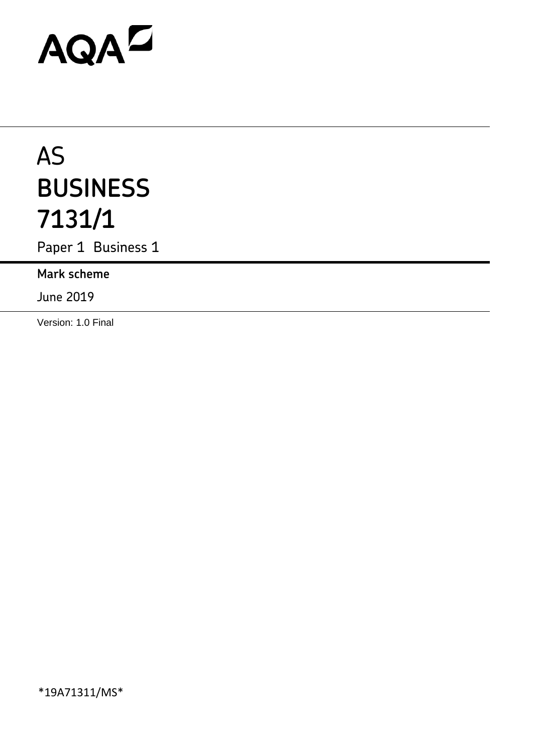AQA

# AS
# BUSINESS
# 7131/1

Paper 1 Business 1

**Mark scheme**

June 2019

Version: 1.0 Final

*19A71311/MS*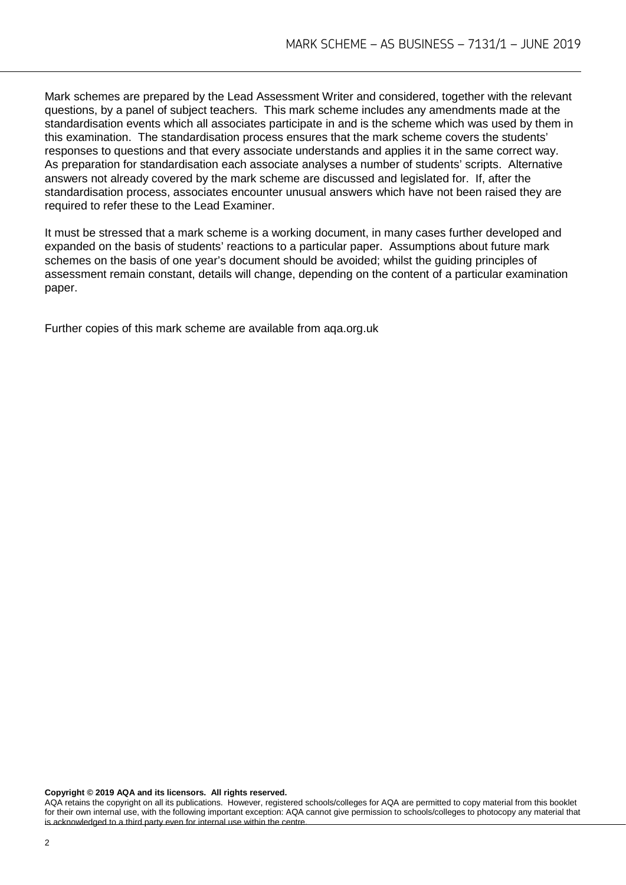Mark schemes are prepared by the Lead Assessment Writer and considered, together with the relevant questions, by a panel of subject teachers. This mark scheme includes any amendments made at the standardisation events which all associates participate in and is the scheme which was used by them in this examination. The standardisation process ensures that the mark scheme covers the students' responses to questions and that every associate understands and applies it in the same correct way. As preparation for standardisation each associate analyses a number of students' scripts. Alternative answers not already covered by the mark scheme are discussed and legislated for. If, after the standardisation process, associates encounter unusual answers which have not been raised they are required to refer these to the Lead Examiner.

It must be stressed that a mark scheme is a working document, in many cases further developed and expanded on the basis of students' reactions to a particular paper. Assumptions about future mark schemes on the basis of one year's document should be avoided; whilst the guiding principles of assessment remain constant, details will change, depending on the content of a particular examination paper.

Further copies of this mark scheme are available from aqa.org.uk

**Copyright © 2019 AQA and its licensors. All rights reserved.**

AQA retains the copyright on all its publications. However, registered schools/colleges for AQA are permitted to copy material from this booklet for their own internal use, with the following important exception: AQA cannot give permission to schools/colleges to photocopy any material that is acknowledged to a third party even for internal use within the centre.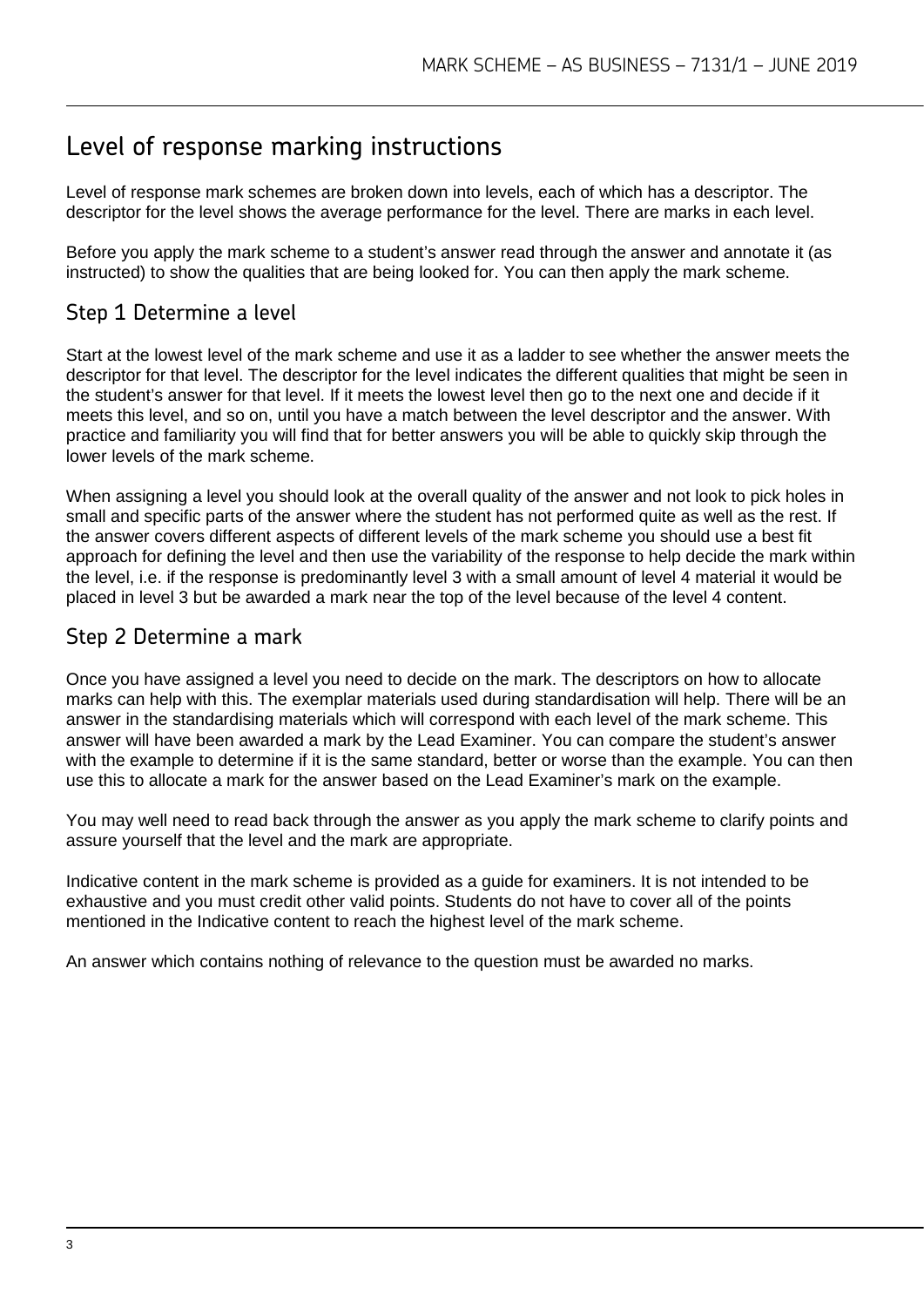# Level of response marking instructions

Level of response mark schemes are broken down into levels, each of which has a descriptor. The descriptor for the level shows the average performance for the level. There are marks in each level.

Before you apply the mark scheme to a student's answer read through the answer and annotate it (as instructed) to show the qualities that are being looked for. You can then apply the mark scheme.

## Step 1 Determine a level

Start at the lowest level of the mark scheme and use it as a ladder to see whether the answer meets the descriptor for that level. The descriptor for the level indicates the different qualities that might be seen in the student's answer for that level. If it meets the lowest level then go to the next one and decide if it meets this level, and so on, until you have a match between the level descriptor and the answer. With practice and familiarity you will find that for better answers you will be able to quickly skip through the lower levels of the mark scheme.

When assigning a level you should look at the overall quality of the answer and not look to pick holes in small and specific parts of the answer where the student has not performed quite as well as the rest. If the answer covers different aspects of different levels of the mark scheme you should use a best fit approach for defining the level and then use the variability of the response to help decide the mark within the level, i.e. if the response is predominantly level 3 with a small amount of level 4 material it would be placed in level 3 but be awarded a mark near the top of the level because of the level 4 content.

## Step 2 Determine a mark

Once you have assigned a level you need to decide on the mark. The descriptors on how to allocate marks can help with this. The exemplar materials used during standardisation will help. There will be an answer in the standardising materials which will correspond with each level of the mark scheme. This answer will have been awarded a mark by the Lead Examiner. You can compare the student's answer with the example to determine if it is the same standard, better or worse than the example. You can then use this to allocate a mark for the answer based on the Lead Examiner's mark on the example.

You may well need to read back through the answer as you apply the mark scheme to clarify points and assure yourself that the level and the mark are appropriate.

Indicative content in the mark scheme is provided as a guide for examiners. It is not intended to be exhaustive and you must credit other valid points. Students do not have to cover all of the points mentioned in the Indicative content to reach the highest level of the mark scheme.

An answer which contains nothing of relevance to the question must be awarded no marks.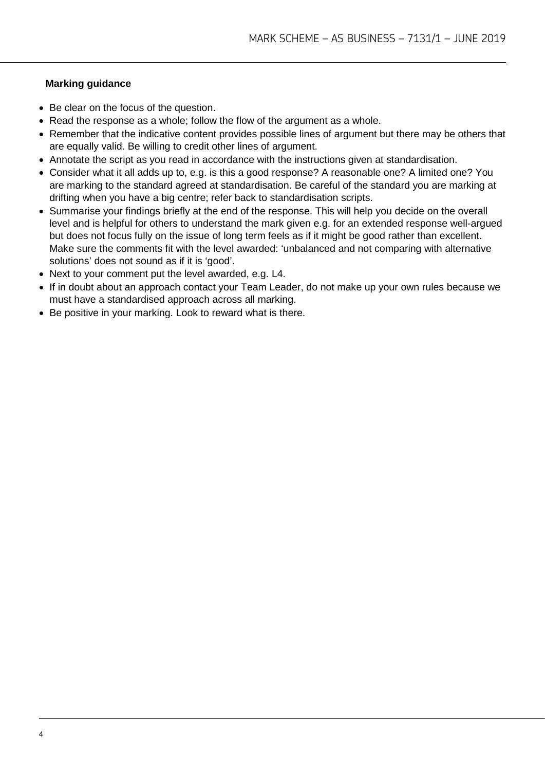**Marking guidance**

- Be clear on the focus of the question.
- Read the response as a whole; follow the flow of the argument as a whole.
- Remember that the indicative content provides possible lines of argument but there may be others that are equally valid. Be willing to credit other lines of argument.
- Annotate the script as you read in accordance with the instructions given at standardisation.
- Consider what it all adds up to, e.g. is this a good response? A reasonable one? A limited one? You are marking to the standard agreed at standardisation. Be careful of the standard you are marking at drifting when you have a big centre; refer back to standardisation scripts.
- Summarise your findings briefly at the end of the response. This will help you decide on the overall level and is helpful for others to understand the mark given e.g. for an extended response well-argued but does not focus fully on the issue of long term feels as if it might be good rather than excellent. Make sure the comments fit with the level awarded: 'unbalanced and not comparing with alternative solutions' does not sound as if it is 'good'.
- Next to your comment put the level awarded, e.g. L4.
- If in doubt about an approach contact your Team Leader, do not make up your own rules because we must have a standardised approach across all marking.
- Be positive in your marking. Look to reward what is there.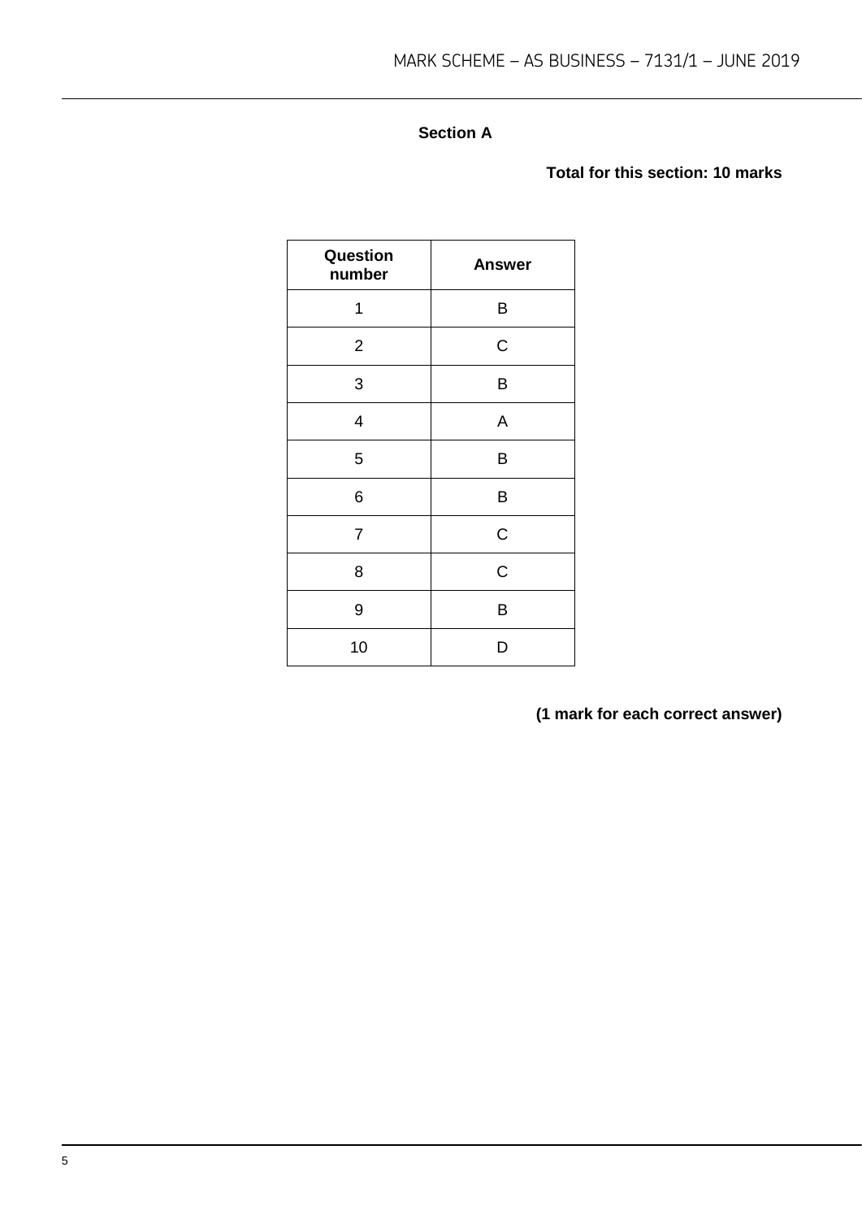## Section A

**Total for this section: 10 marks**

| Question number | Answer |
|---|---|
| 1 | B |
| 2 | C |
| 3 | B |
| 4 | A |
| 5 | B |
| 6 | B |
| 7 | C |
| 8 | C |
| 9 | B |
| 10 | D |

**(1 mark for each correct answer)**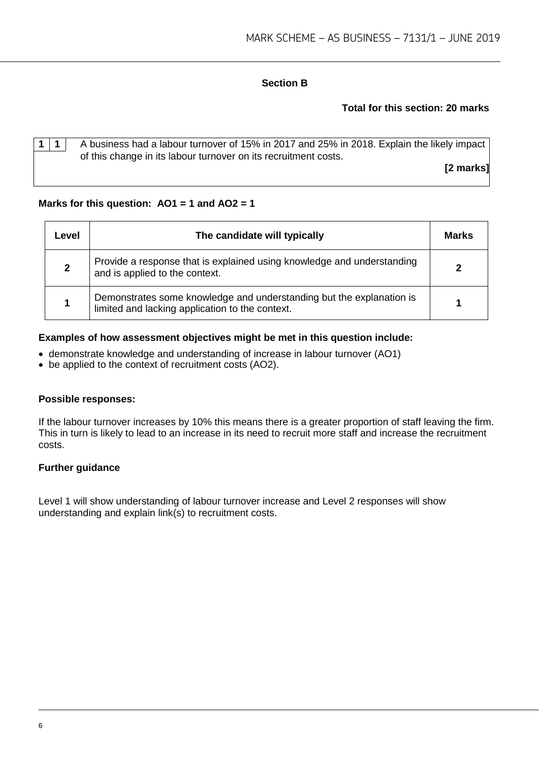## Section B

**Total for this section: 20 marks**

| 1 | 1 | A business had a labour turnover of 15% in 2017 and 25% in 2018. Explain the likely impact of this change in its labour turnover on its recruitment costs. **[2 marks]** |
|---|---|---|

**Marks for this question: AO1 = 1 and AO2 = 1**

| Level | The candidate will typically | Marks |
|---|---|---|
| 2 | Provide a response that is explained using knowledge and understanding and is applied to the context. | 2 |
| 1 | Demonstrates some knowledge and understanding but the explanation is limited and lacking application to the context. | 1 |

**Examples of how assessment objectives might be met in this question include:**

- demonstrate knowledge and understanding of increase in labour turnover (AO1)
- be applied to the context of recruitment costs (AO2).

**Possible responses:**

If the labour turnover increases by 10% this means there is a greater proportion of staff leaving the firm. This in turn is likely to lead to an increase in its need to recruit more staff and increase the recruitment costs.

**Further guidance**

Level 1 will show understanding of labour turnover increase and Level 2 responses will show understanding and explain link(s) to recruitment costs.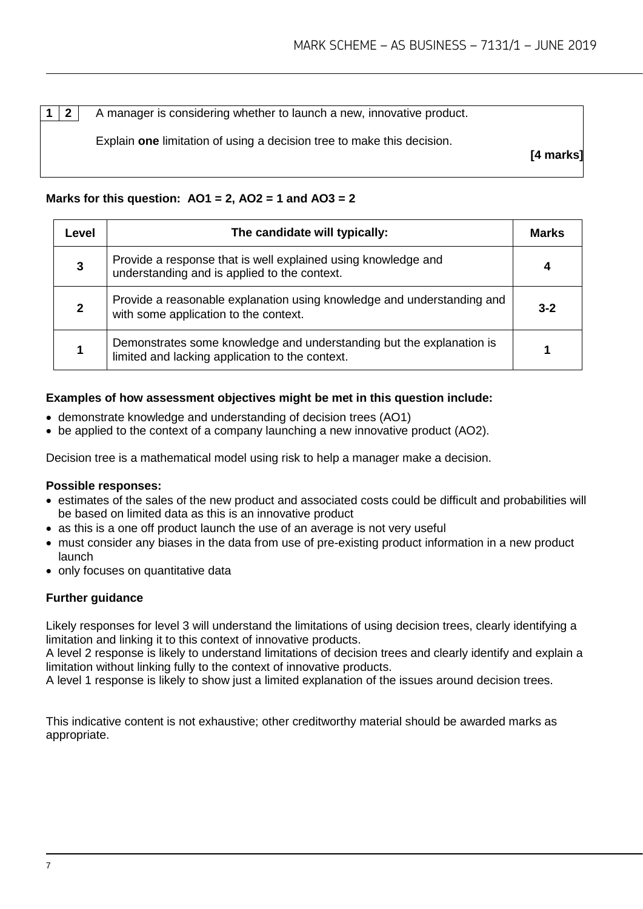| 1 | 2 | A manager is considering whether to launch a new, innovative product.<br><br>Explain **one** limitation of using a decision tree to make this decision. **[4 marks]** |
|---|---|---|

**Marks for this question: AO1 = 2, AO2 = 1 and AO3 = 2**

| Level | The candidate will typically: | Marks |
|---|---|---|
| 3 | Provide a response that is well explained using knowledge and understanding and is applied to the context. | 4 |
| 2 | Provide a reasonable explanation using knowledge and understanding and with some application to the context. | 3-2 |
| 1 | Demonstrates some knowledge and understanding but the explanation is limited and lacking application to the context. | 1 |

**Examples of how assessment objectives might be met in this question include:**

- demonstrate knowledge and understanding of decision trees (AO1)
- be applied to the context of a company launching a new innovative product (AO2).

Decision tree is a mathematical model using risk to help a manager make a decision.

**Possible responses:**

- estimates of the sales of the new product and associated costs could be difficult and probabilities will be based on limited data as this is an innovative product
- as this is a one off product launch the use of an average is not very useful
- must consider any biases in the data from use of pre-existing product information in a new product launch
- only focuses on quantitative data

**Further guidance**

Likely responses for level 3 will understand the limitations of using decision trees, clearly identifying a limitation and linking it to this context of innovative products.
A level 2 response is likely to understand limitations of decision trees and clearly identify and explain a limitation without linking fully to the context of innovative products.
A level 1 response is likely to show just a limited explanation of the issues around decision trees.

This indicative content is not exhaustive; other creditworthy material should be awarded marks as appropriate.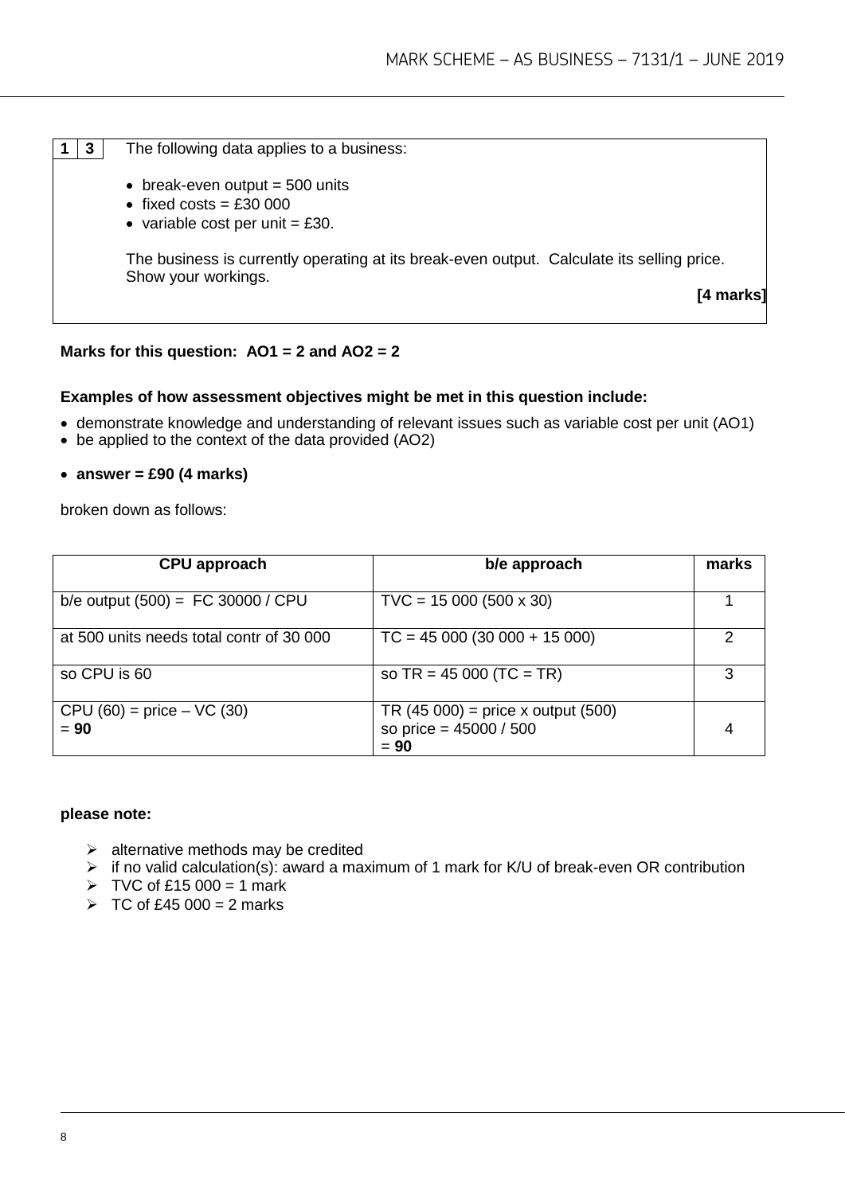| 1 | 3 | The following data applies to a business: |
|---|---|---|

- break-even output = 500 units
- fixed costs = £30 000
- variable cost per unit = £30.

The business is currently operating at its break-even output. Calculate its selling price. Show your workings.

**[4 marks]**

**Marks for this question: AO1 = 2 and AO2 = 2**

**Examples of how assessment objectives might be met in this question include:**

- demonstrate knowledge and understanding of relevant issues such as variable cost per unit (AO1)
- be applied to the context of the data provided (AO2)

- **answer = £90 (4 marks)**

broken down as follows:

| CPU approach | b/e approach | marks |
|---|---|---|
| b/e output (500) = FC 30000 / CPU | TVC = 15 000 (500 x 30) | 1 |
| at 500 units needs total contr of 30 000 | TC = 45 000 (30 000 + 15 000) | 2 |
| so CPU is 60 | so TR = 45 000 (TC = TR) | 3 |
| CPU (60) = price – VC (30) = **90** | TR (45 000) = price x output (500) so price = 45000 / 500 = **90** | 4 |

**please note:**

- alternative methods may be credited
- if no valid calculation(s): award a maximum of 1 mark for K/U of break-even OR contribution
- TVC of £15 000 = 1 mark
- TC of £45 000 = 2 marks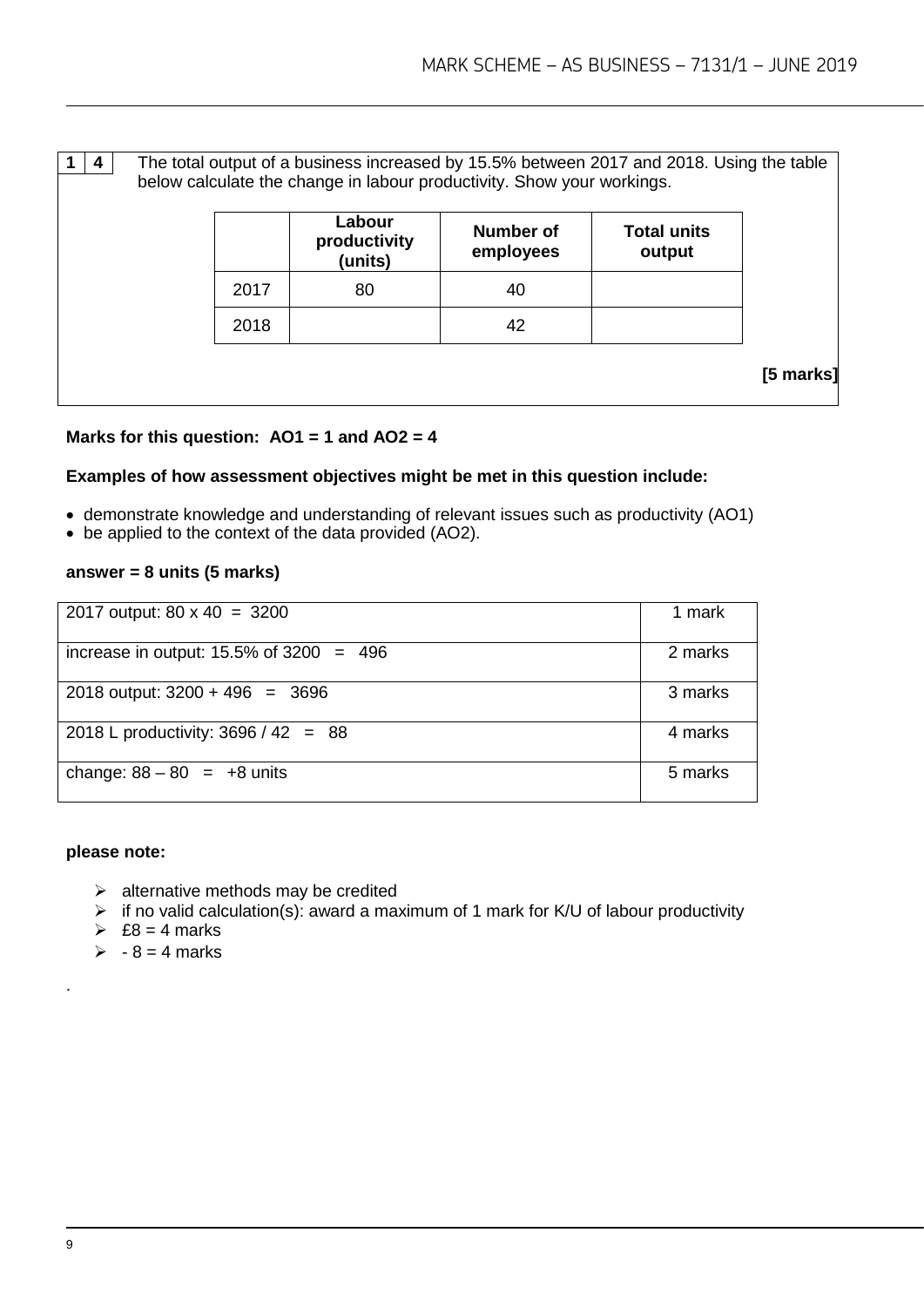**1 4** The total output of a business increased by 15.5% between 2017 and 2018. Using the table below calculate the change in labour productivity. Show your workings.

| | Labour productivity (units) | Number of employees | Total units output |
|---|---|---|---|
| 2017 | 80 | 40 | |
| 2018 | | 42 | |

**[5 marks]**

**Marks for this question: AO1 = 1 and AO2 = 4**

**Examples of how assessment objectives might be met in this question include:**

- demonstrate knowledge and understanding of relevant issues such as productivity (AO1)
- be applied to the context of the data provided (AO2).

**answer = 8 units (5 marks)**

| | |
|---|---|
| 2017 output: 80 x 40 = 3200 | 1 mark |
| increase in output: 15.5% of 3200 = 496 | 2 marks |
| 2018 output: 3200 + 496 = 3696 | 3 marks |
| 2018 L productivity: 3696 / 42 = 88 | 4 marks |
| change: 88 – 80 = +8 units | 5 marks |

**please note:**

- alternative methods may be credited
- if no valid calculation(s): award a maximum of 1 mark for K/U of labour productivity
- £8 = 4 marks
- \- 8 = 4 marks

.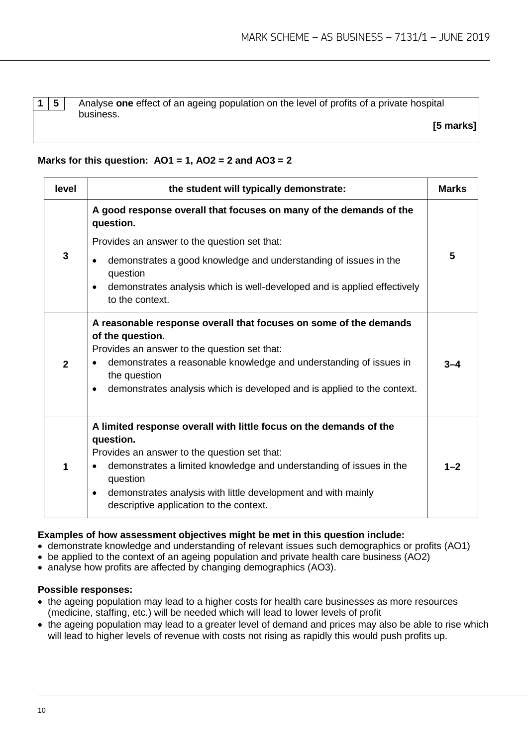**1 5** Analyse **one** effect of an ageing population on the level of profits of a private hospital business.

**[5 marks]**

**Marks for this question: AO1 = 1, AO2 = 2 and AO3 = 2**

| level | the student will typically demonstrate: | Marks |
|---|---|---|
| 3 | **A good response overall that focuses on many of the demands of the question.**<br>Provides an answer to the question set that:<br>• demonstrates a good knowledge and understanding of issues in the question<br>• demonstrates analysis which is well-developed and is applied effectively to the context. | 5 |
| 2 | **A reasonable response overall that focuses on some of the demands of the question.**<br>Provides an answer to the question set that:<br>• demonstrates a reasonable knowledge and understanding of issues in the question<br>• demonstrates analysis which is developed and is applied to the context. | 3–4 |
| 1 | **A limited response overall with little focus on the demands of the question.**<br>Provides an answer to the question set that:<br>• demonstrates a limited knowledge and understanding of issues in the question<br>• demonstrates analysis with little development and with mainly descriptive application to the context. | 1–2 |

**Examples of how assessment objectives might be met in this question include:**

- demonstrate knowledge and understanding of relevant issues such demographics or profits (AO1)
- be applied to the context of an ageing population and private health care business (AO2)
- analyse how profits are affected by changing demographics (AO3).

**Possible responses:**

- the ageing population may lead to a higher costs for health care businesses as more resources (medicine, staffing, etc.) will be needed which will lead to lower levels of profit
- the ageing population may lead to a greater level of demand and prices may also be able to rise which will lead to higher levels of revenue with costs not rising as rapidly this would push profits up.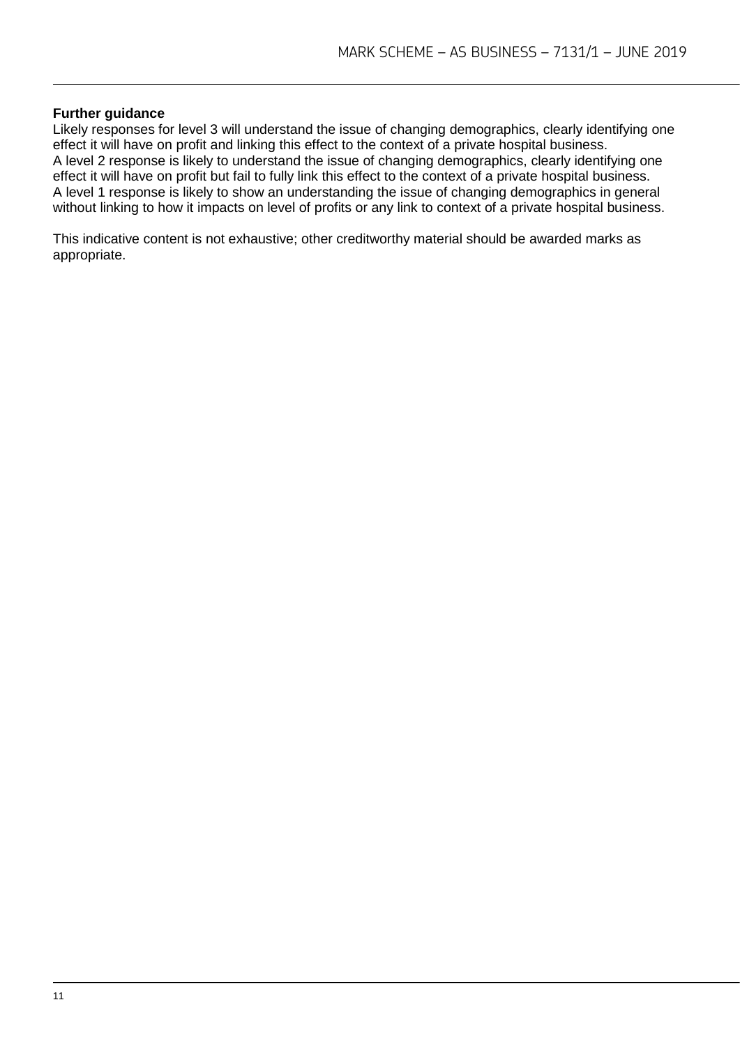**Further guidance**

Likely responses for level 3 will understand the issue of changing demographics, clearly identifying one effect it will have on profit and linking this effect to the context of a private hospital business.
A level 2 response is likely to understand the issue of changing demographics, clearly identifying one effect it will have on profit but fail to fully link this effect to the context of a private hospital business.
A level 1 response is likely to show an understanding the issue of changing demographics in general without linking to how it impacts on level of profits or any link to context of a private hospital business.

This indicative content is not exhaustive; other creditworthy material should be awarded marks as appropriate.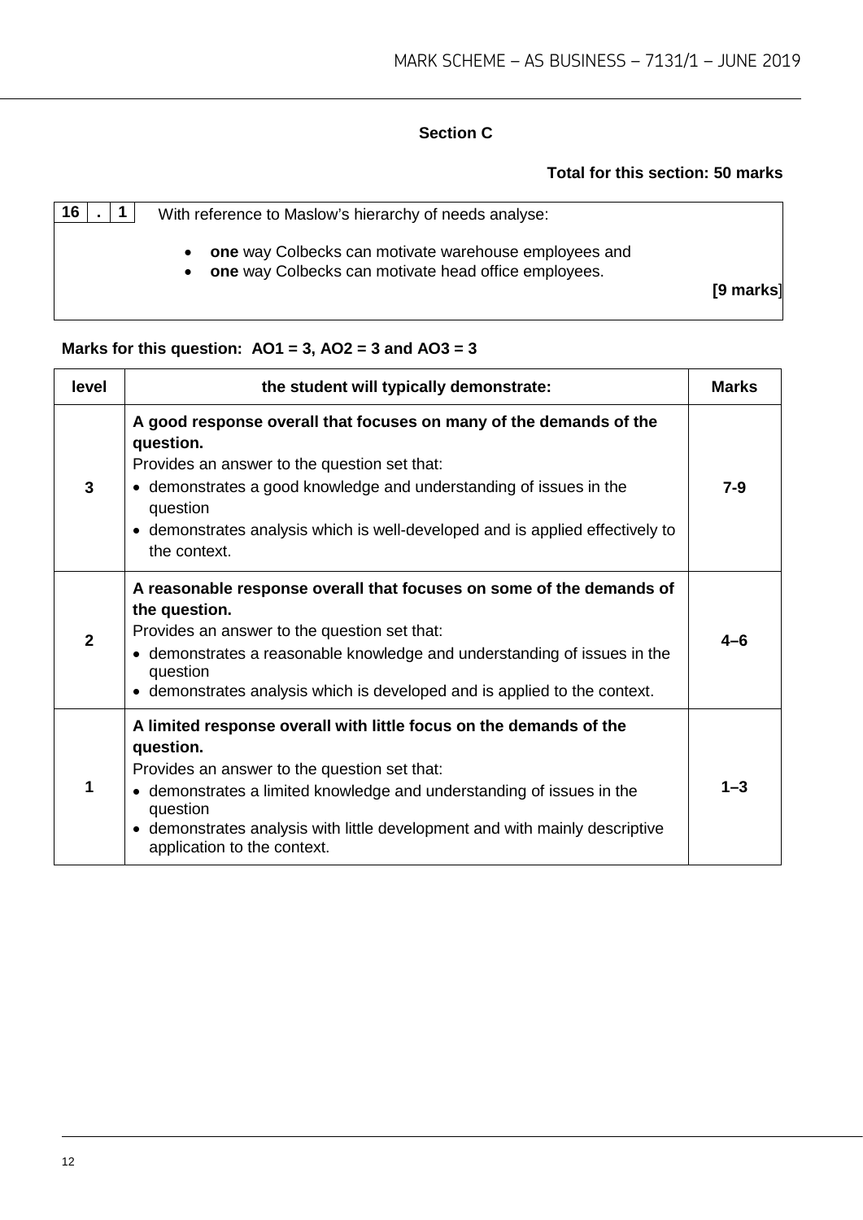## Section C

**Total for this section: 50 marks**

| 16 . 1 | With reference to Maslow's hierarchy of needs analyse:<br><br>• **one** way Colbecks can motivate warehouse employees and<br>• **one** way Colbecks can motivate head office employees.<br><br>**[9 marks]** |
|---|---|

**Marks for this question: AO1 = 3, AO2 = 3 and AO3 = 3**

| level | the student will typically demonstrate: | Marks |
|---|---|---|
| 3 | **A good response overall that focuses on many of the demands of the question.**<br>Provides an answer to the question set that:<br>• demonstrates a good knowledge and understanding of issues in the question<br>• demonstrates analysis which is well-developed and is applied effectively to the context. | 7-9 |
| 2 | **A reasonable response overall that focuses on some of the demands of the question.**<br>Provides an answer to the question set that:<br>• demonstrates a reasonable knowledge and understanding of issues in the question<br>• demonstrates analysis which is developed and is applied to the context. | 4–6 |
| 1 | **A limited response overall with little focus on the demands of the question.**<br>Provides an answer to the question set that:<br>• demonstrates a limited knowledge and understanding of issues in the question<br>• demonstrates analysis with little development and with mainly descriptive application to the context. | 1–3 |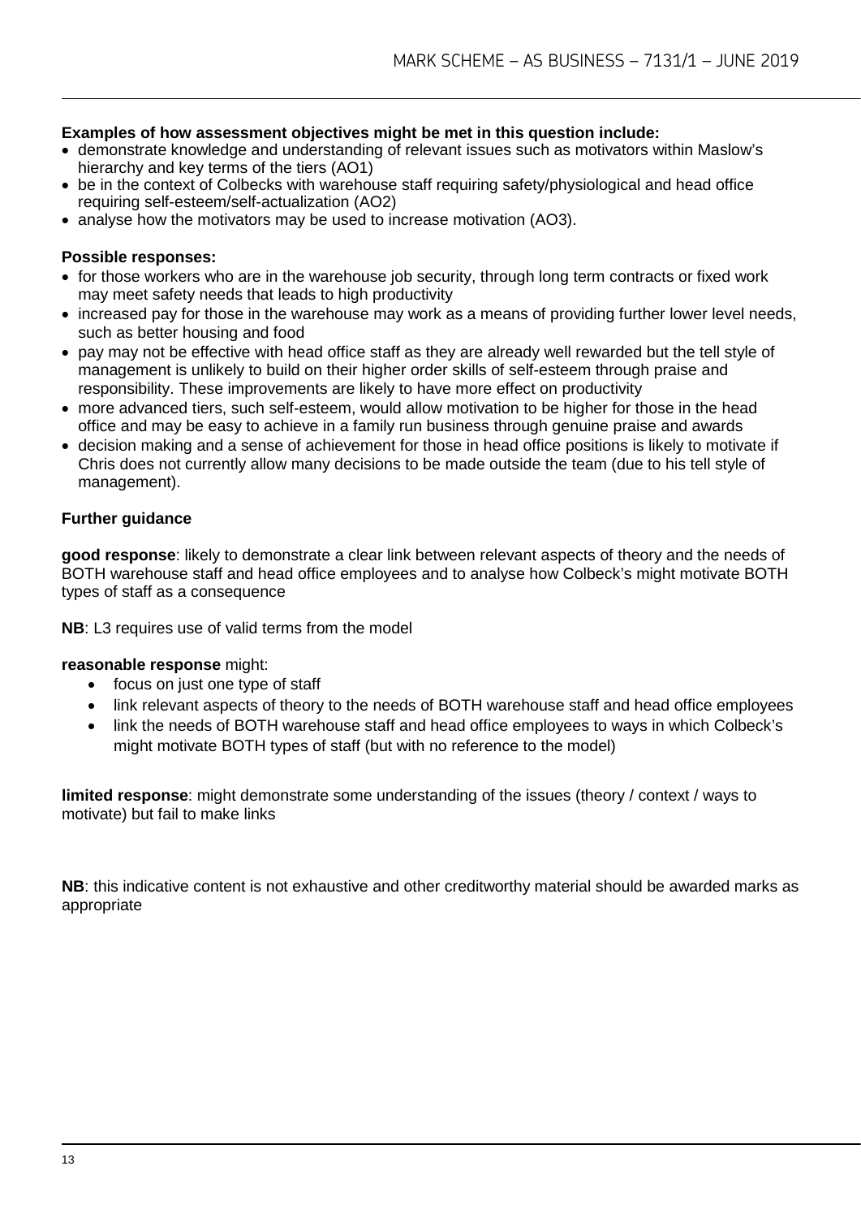**Examples of how assessment objectives might be met in this question include:**

- demonstrate knowledge and understanding of relevant issues such as motivators within Maslow's hierarchy and key terms of the tiers (AO1)
- be in the context of Colbecks with warehouse staff requiring safety/physiological and head office requiring self-esteem/self-actualization (AO2)
- analyse how the motivators may be used to increase motivation (AO3).

**Possible responses:**

- for those workers who are in the warehouse job security, through long term contracts or fixed work may meet safety needs that leads to high productivity
- increased pay for those in the warehouse may work as a means of providing further lower level needs, such as better housing and food
- pay may not be effective with head office staff as they are already well rewarded but the tell style of management is unlikely to build on their higher order skills of self-esteem through praise and responsibility. These improvements are likely to have more effect on productivity
- more advanced tiers, such self-esteem, would allow motivation to be higher for those in the head office and may be easy to achieve in a family run business through genuine praise and awards
- decision making and a sense of achievement for those in head office positions is likely to motivate if Chris does not currently allow many decisions to be made outside the team (due to his tell style of management).

**Further guidance**

**good response**: likely to demonstrate a clear link between relevant aspects of theory and the needs of BOTH warehouse staff and head office employees and to analyse how Colbeck's might motivate BOTH types of staff as a consequence

**NB**: L3 requires use of valid terms from the model

**reasonable response** might:

- focus on just one type of staff
- link relevant aspects of theory to the needs of BOTH warehouse staff and head office employees
- link the needs of BOTH warehouse staff and head office employees to ways in which Colbeck's might motivate BOTH types of staff (but with no reference to the model)

**limited response**: might demonstrate some understanding of the issues (theory / context / ways to motivate) but fail to make links

**NB**: this indicative content is not exhaustive and other creditworthy material should be awarded marks as appropriate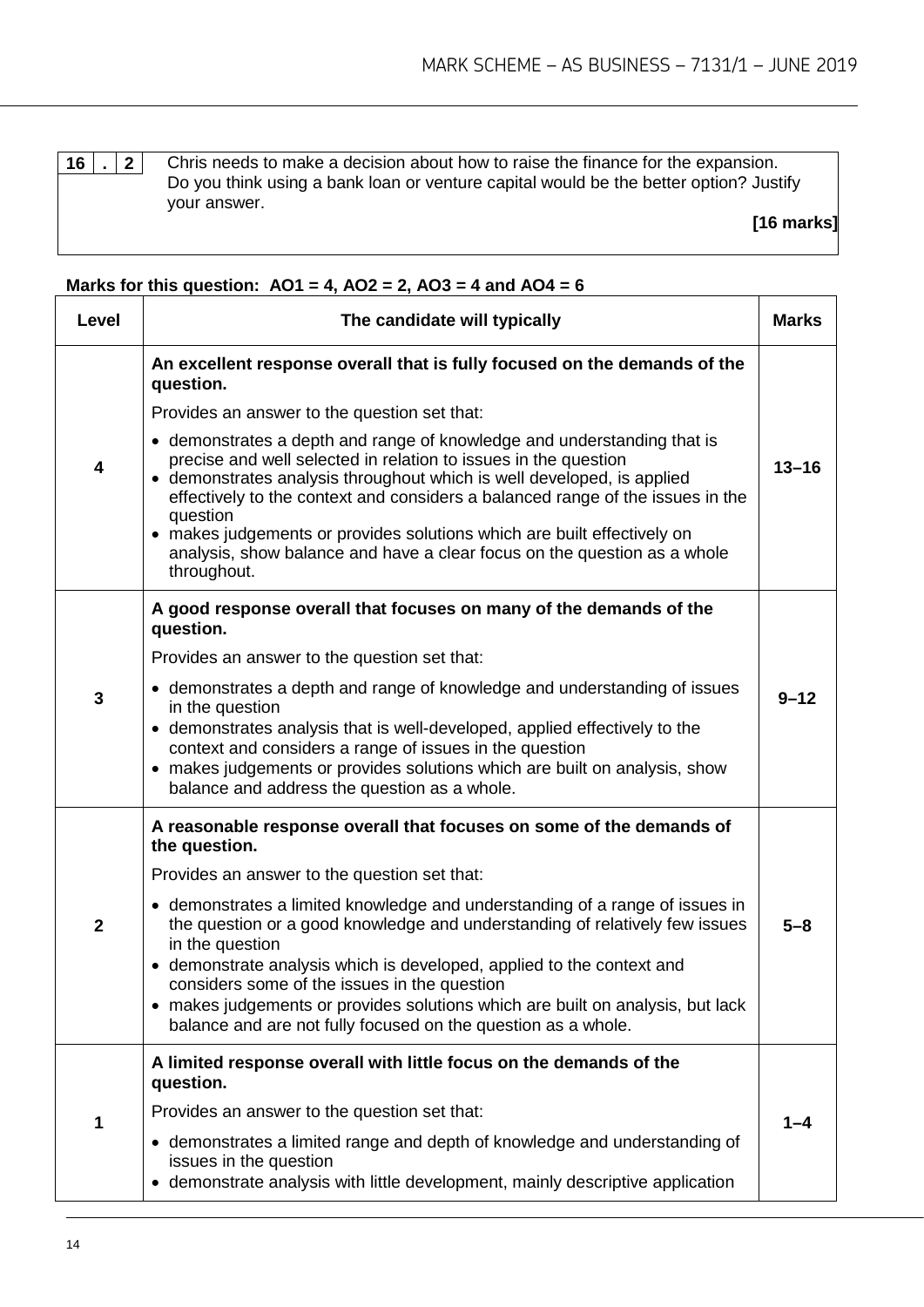| 16 . 2 | Chris needs to make a decision about how to raise the finance for the expansion. Do you think using a bank loan or venture capital would be the better option? Justify your answer. **[16 marks]** |
|---|---|

**Marks for this question: AO1 = 4, AO2 = 2, AO3 = 4 and AO4 = 6**

| Level | The candidate will typically | Marks |
|---|---|---|
| 4 | **An excellent response overall that is fully focused on the demands of the question.** Provides an answer to the question set that: <br>• demonstrates a depth and range of knowledge and understanding that is precise and well selected in relation to issues in the question <br>• demonstrates analysis throughout which is well developed, is applied effectively to the context and considers a balanced range of the issues in the question <br>• makes judgements or provides solutions which are built effectively on analysis, show balance and have a clear focus on the question as a whole throughout. | 13–16 |
| 3 | **A good response overall that focuses on many of the demands of the question.** Provides an answer to the question set that: <br>• demonstrates a depth and range of knowledge and understanding of issues in the question <br>• demonstrates analysis that is well-developed, applied effectively to the context and considers a range of issues in the question <br>• makes judgements or provides solutions which are built on analysis, show balance and address the question as a whole. | 9–12 |
| 2 | **A reasonable response overall that focuses on some of the demands of the question.** Provides an answer to the question set that: <br>• demonstrates a limited knowledge and understanding of a range of issues in the question or a good knowledge and understanding of relatively few issues in the question <br>• demonstrate analysis which is developed, applied to the context and considers some of the issues in the question <br>• makes judgements or provides solutions which are built on analysis, but lack balance and are not fully focused on the question as a whole. | 5–8 |
| 1 | **A limited response overall with little focus on the demands of the question.** Provides an answer to the question set that: <br>• demonstrates a limited range and depth of knowledge and understanding of issues in the question <br>• demonstrate analysis with little development, mainly descriptive application | 1–4 |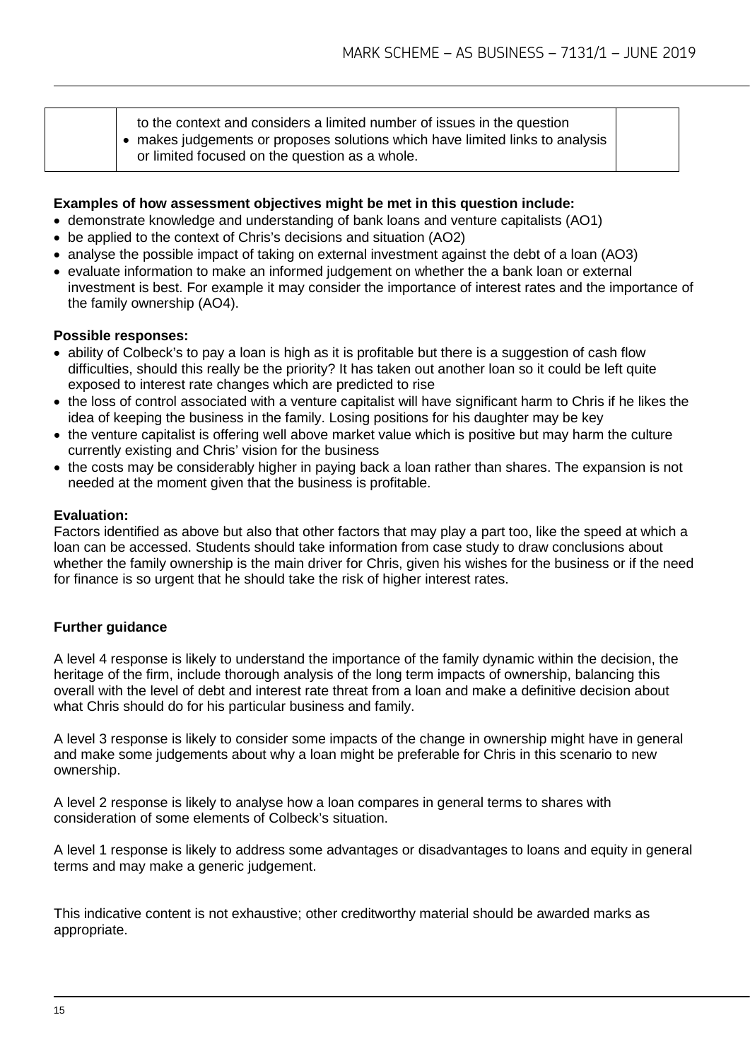| | to the context and considers a limited number of issues in the question<br>• makes judgements or proposes solutions which have limited links to analysis or limited focused on the question as a whole. | |
|---|---|---|

**Examples of how assessment objectives might be met in this question include:**

- demonstrate knowledge and understanding of bank loans and venture capitalists (AO1)
- be applied to the context of Chris's decisions and situation (AO2)
- analyse the possible impact of taking on external investment against the debt of a loan (AO3)
- evaluate information to make an informed judgement on whether the a bank loan or external investment is best. For example it may consider the importance of interest rates and the importance of the family ownership (AO4).

**Possible responses:**

- ability of Colbeck's to pay a loan is high as it is profitable but there is a suggestion of cash flow difficulties, should this really be the priority? It has taken out another loan so it could be left quite exposed to interest rate changes which are predicted to rise
- the loss of control associated with a venture capitalist will have significant harm to Chris if he likes the idea of keeping the business in the family. Losing positions for his daughter may be key
- the venture capitalist is offering well above market value which is positive but may harm the culture currently existing and Chris' vision for the business
- the costs may be considerably higher in paying back a loan rather than shares. The expansion is not needed at the moment given that the business is profitable.

**Evaluation:**

Factors identified as above but also that other factors that may play a part too, like the speed at which a loan can be accessed. Students should take information from case study to draw conclusions about whether the family ownership is the main driver for Chris, given his wishes for the business or if the need for finance is so urgent that he should take the risk of higher interest rates.

**Further guidance**

A level 4 response is likely to understand the importance of the family dynamic within the decision, the heritage of the firm, include thorough analysis of the long term impacts of ownership, balancing this overall with the level of debt and interest rate threat from a loan and make a definitive decision about what Chris should do for his particular business and family.

A level 3 response is likely to consider some impacts of the change in ownership might have in general and make some judgements about why a loan might be preferable for Chris in this scenario to new ownership.

A level 2 response is likely to analyse how a loan compares in general terms to shares with consideration of some elements of Colbeck's situation.

A level 1 response is likely to address some advantages or disadvantages to loans and equity in general terms and may make a generic judgement.

This indicative content is not exhaustive; other creditworthy material should be awarded marks as appropriate.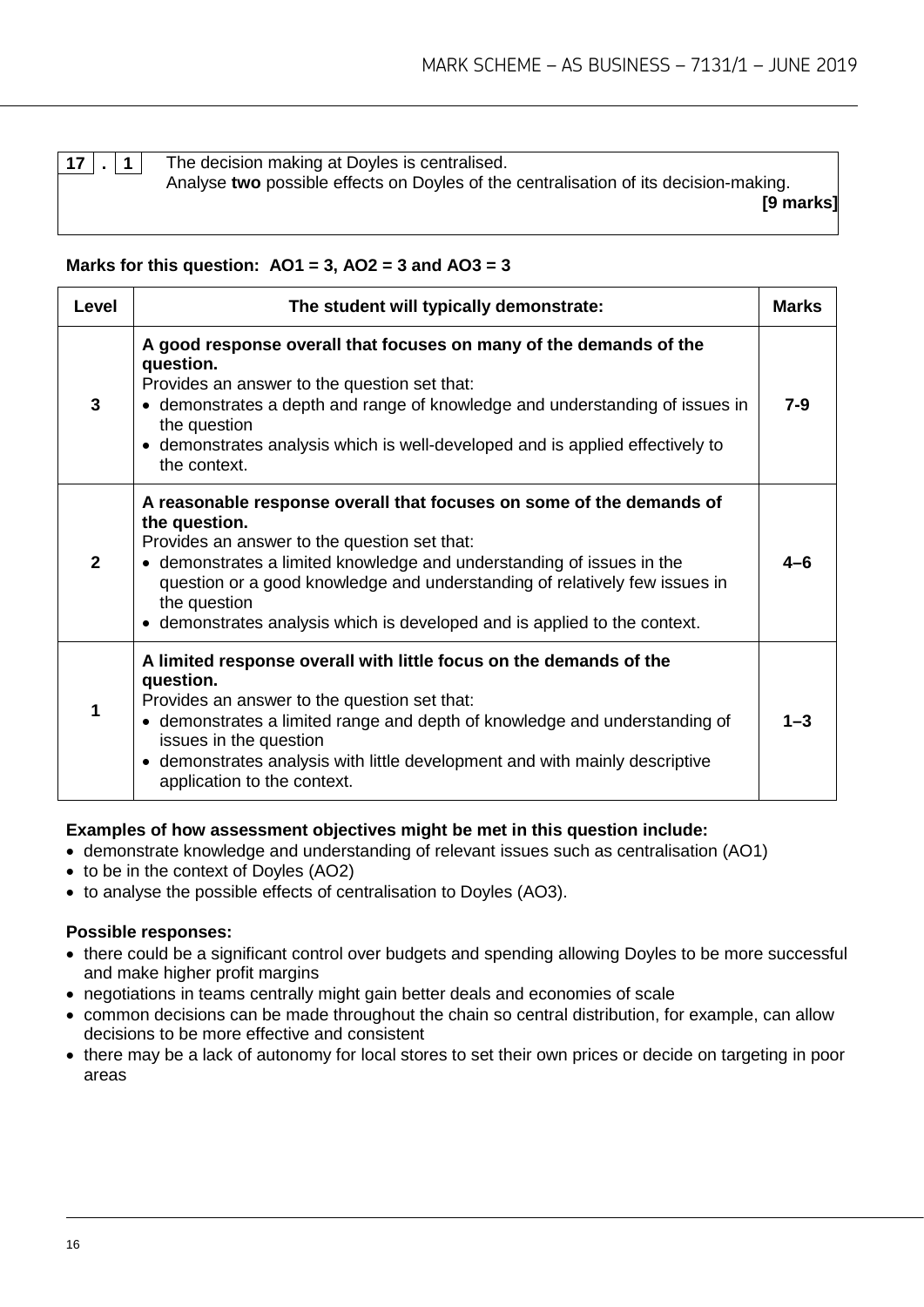| 17 . 1 | The decision making at Doyles is centralised. Analyse **two** possible effects on Doyles of the centralisation of its decision-making. **[9 marks]** |
|---|---|

**Marks for this question: AO1 = 3, AO2 = 3 and AO3 = 3**

| Level | The student will typically demonstrate: | Marks |
|---|---|---|
| 3 | **A good response overall that focuses on many of the demands of the question.** Provides an answer to the question set that: • demonstrates a depth and range of knowledge and understanding of issues in the question • demonstrates analysis which is well-developed and is applied effectively to the context. | 7-9 |
| 2 | **A reasonable response overall that focuses on some of the demands of the question.** Provides an answer to the question set that: • demonstrates a limited knowledge and understanding of issues in the question or a good knowledge and understanding of relatively few issues in the question • demonstrates analysis which is developed and is applied to the context. | 4–6 |
| 1 | **A limited response overall with little focus on the demands of the question.** Provides an answer to the question set that: • demonstrates a limited range and depth of knowledge and understanding of issues in the question • demonstrates analysis with little development and with mainly descriptive application to the context. | 1–3 |

**Examples of how assessment objectives might be met in this question include:**

- demonstrate knowledge and understanding of relevant issues such as centralisation (AO1)
- to be in the context of Doyles (AO2)
- to analyse the possible effects of centralisation to Doyles (AO3).

**Possible responses:**

- there could be a significant control over budgets and spending allowing Doyles to be more successful and make higher profit margins
- negotiations in teams centrally might gain better deals and economies of scale
- common decisions can be made throughout the chain so central distribution, for example, can allow decisions to be more effective and consistent
- there may be a lack of autonomy for local stores to set their own prices or decide on targeting in poor areas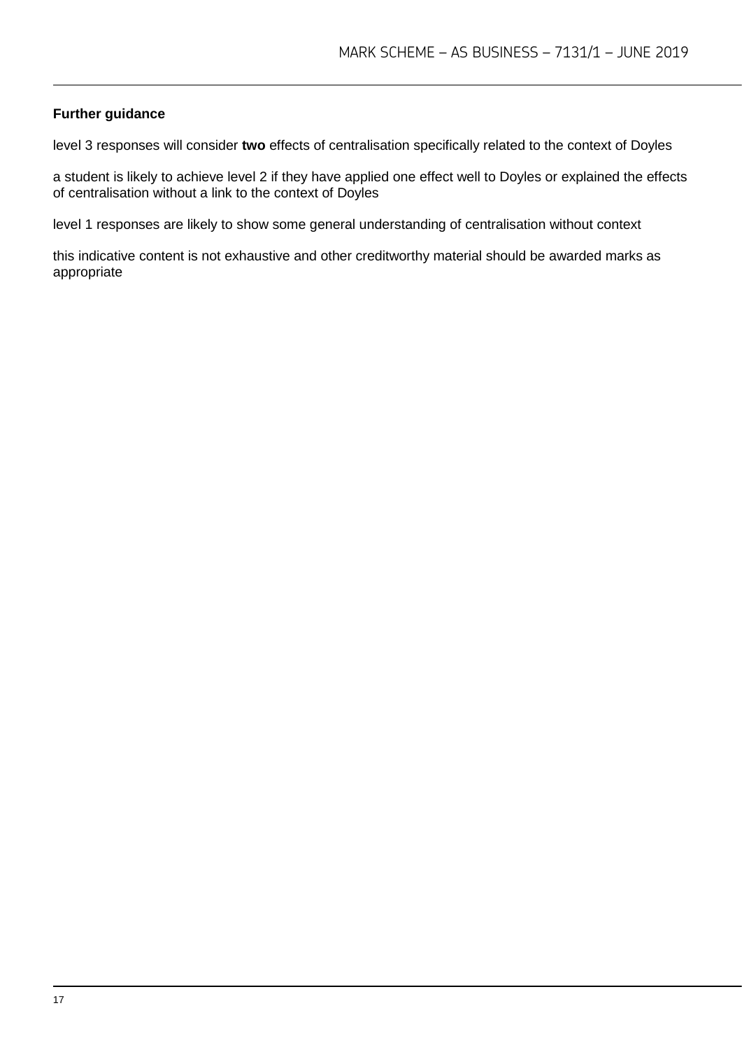**Further guidance**

level 3 responses will consider **two** effects of centralisation specifically related to the context of Doyles

a student is likely to achieve level 2 if they have applied one effect well to Doyles or explained the effects of centralisation without a link to the context of Doyles

level 1 responses are likely to show some general understanding of centralisation without context

this indicative content is not exhaustive and other creditworthy material should be awarded marks as appropriate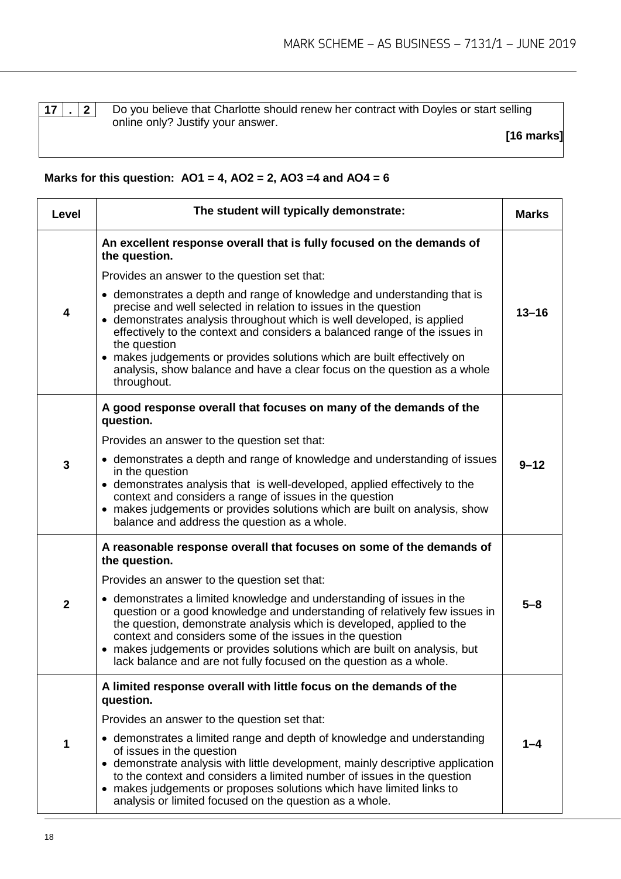| 17 . 2 | Do you believe that Charlotte should renew her contract with Doyles or start selling online only? Justify your answer. **[16 marks]** |
|---|---|

**Marks for this question: AO1 = 4, AO2 = 2, AO3 =4 and AO4 = 6**

| Level | The student will typically demonstrate: | Marks |
|---|---|---|
| **4** | **An excellent response overall that is fully focused on the demands of the question.**<br>Provides an answer to the question set that:<br>• demonstrates a depth and range of knowledge and understanding that is precise and well selected in relation to issues in the question<br>• demonstrates analysis throughout which is well developed, is applied effectively to the context and considers a balanced range of the issues in the question<br>• makes judgements or provides solutions which are built effectively on analysis, show balance and have a clear focus on the question as a whole throughout. | **13–16** |
| **3** | **A good response overall that focuses on many of the demands of the question.**<br>Provides an answer to the question set that:<br>• demonstrates a depth and range of knowledge and understanding of issues in the question<br>• demonstrates analysis that is well-developed, applied effectively to the context and considers a range of issues in the question<br>• makes judgements or provides solutions which are built on analysis, show balance and address the question as a whole. | **9–12** |
| **2** | **A reasonable response overall that focuses on some of the demands of the question.**<br>Provides an answer to the question set that:<br>• demonstrates a limited knowledge and understanding of issues in the question or a good knowledge and understanding of relatively few issues in the question, demonstrate analysis which is developed, applied to the context and considers some of the issues in the question<br>• makes judgements or provides solutions which are built on analysis, but lack balance and are not fully focused on the question as a whole. | **5–8** |
| **1** | **A limited response overall with little focus on the demands of the question.**<br>Provides an answer to the question set that:<br>• demonstrates a limited range and depth of knowledge and understanding of issues in the question<br>• demonstrate analysis with little development, mainly descriptive application to the context and considers a limited number of issues in the question<br>• makes judgements or proposes solutions which have limited links to analysis or limited focused on the question as a whole. | **1–4** |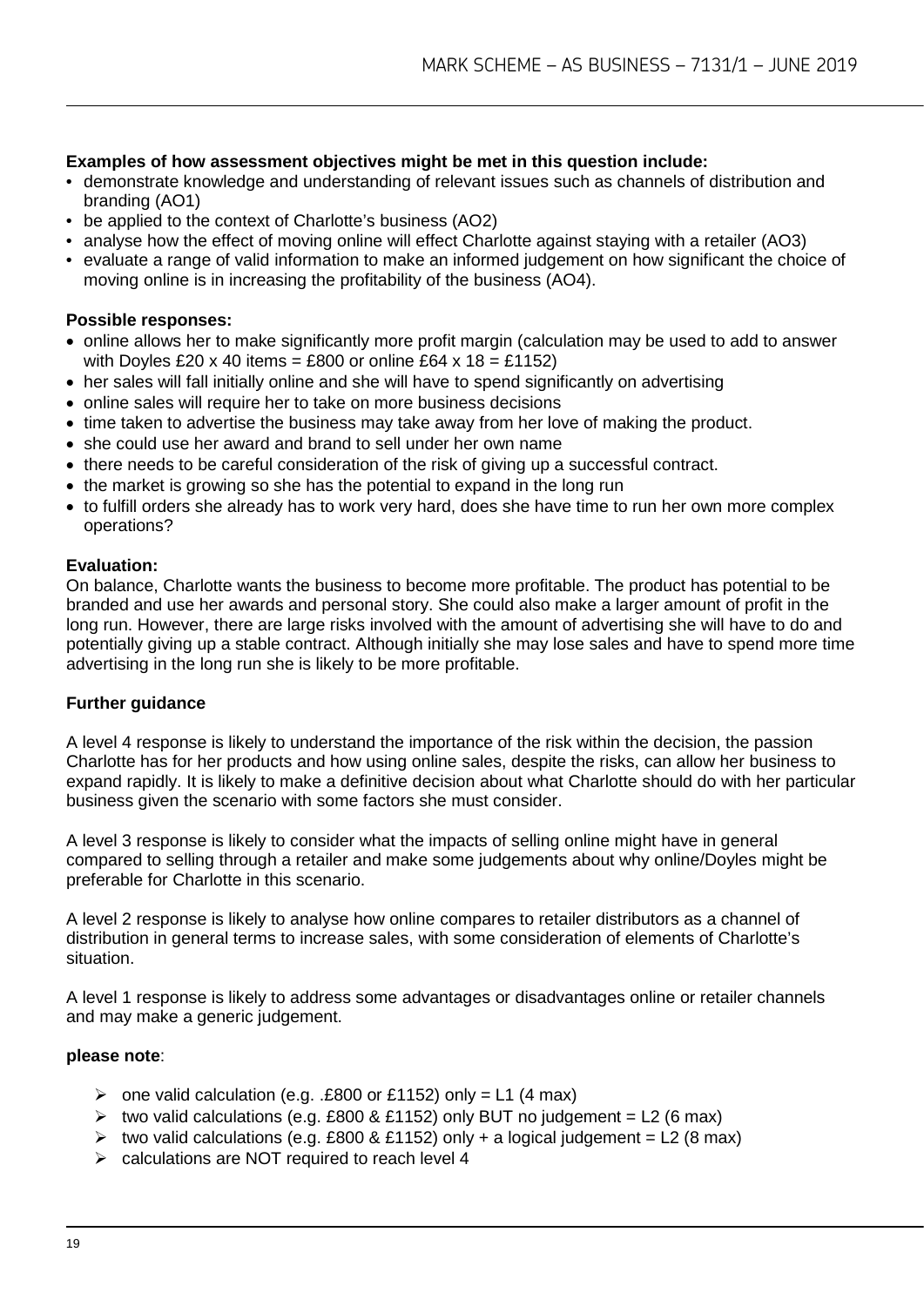**Examples of how assessment objectives might be met in this question include:**

- demonstrate knowledge and understanding of relevant issues such as channels of distribution and branding (AO1)
- be applied to the context of Charlotte's business (AO2)
- analyse how the effect of moving online will effect Charlotte against staying with a retailer (AO3)
- evaluate a range of valid information to make an informed judgement on how significant the choice of moving online is in increasing the profitability of the business (AO4).

**Possible responses:**

- online allows her to make significantly more profit margin (calculation may be used to add to answer with Doyles £20 x 40 items = £800 or online £64 x 18 = £1152)
- her sales will fall initially online and she will have to spend significantly on advertising
- online sales will require her to take on more business decisions
- time taken to advertise the business may take away from her love of making the product.
- she could use her award and brand to sell under her own name
- there needs to be careful consideration of the risk of giving up a successful contract.
- the market is growing so she has the potential to expand in the long run
- to fulfill orders she already has to work very hard, does she have time to run her own more complex operations?

**Evaluation:**

On balance, Charlotte wants the business to become more profitable. The product has potential to be branded and use her awards and personal story. She could also make a larger amount of profit in the long run. However, there are large risks involved with the amount of advertising she will have to do and potentially giving up a stable contract. Although initially she may lose sales and have to spend more time advertising in the long run she is likely to be more profitable.

**Further guidance**

A level 4 response is likely to understand the importance of the risk within the decision, the passion Charlotte has for her products and how using online sales, despite the risks, can allow her business to expand rapidly. It is likely to make a definitive decision about what Charlotte should do with her particular business given the scenario with some factors she must consider.

A level 3 response is likely to consider what the impacts of selling online might have in general compared to selling through a retailer and make some judgements about why online/Doyles might be preferable for Charlotte in this scenario.

A level 2 response is likely to analyse how online compares to retailer distributors as a channel of distribution in general terms to increase sales, with some consideration of elements of Charlotte's situation.

A level 1 response is likely to address some advantages or disadvantages online or retailer channels and may make a generic judgement.

**please note**:

- one valid calculation (e.g. .£800 or £1152) only = L1 (4 max)
- two valid calculations (e.g. £800 & £1152) only BUT no judgement = L2 (6 max)
- two valid calculations (e.g. £800 & £1152) only + a logical judgement = L2 (8 max)
- calculations are NOT required to reach level 4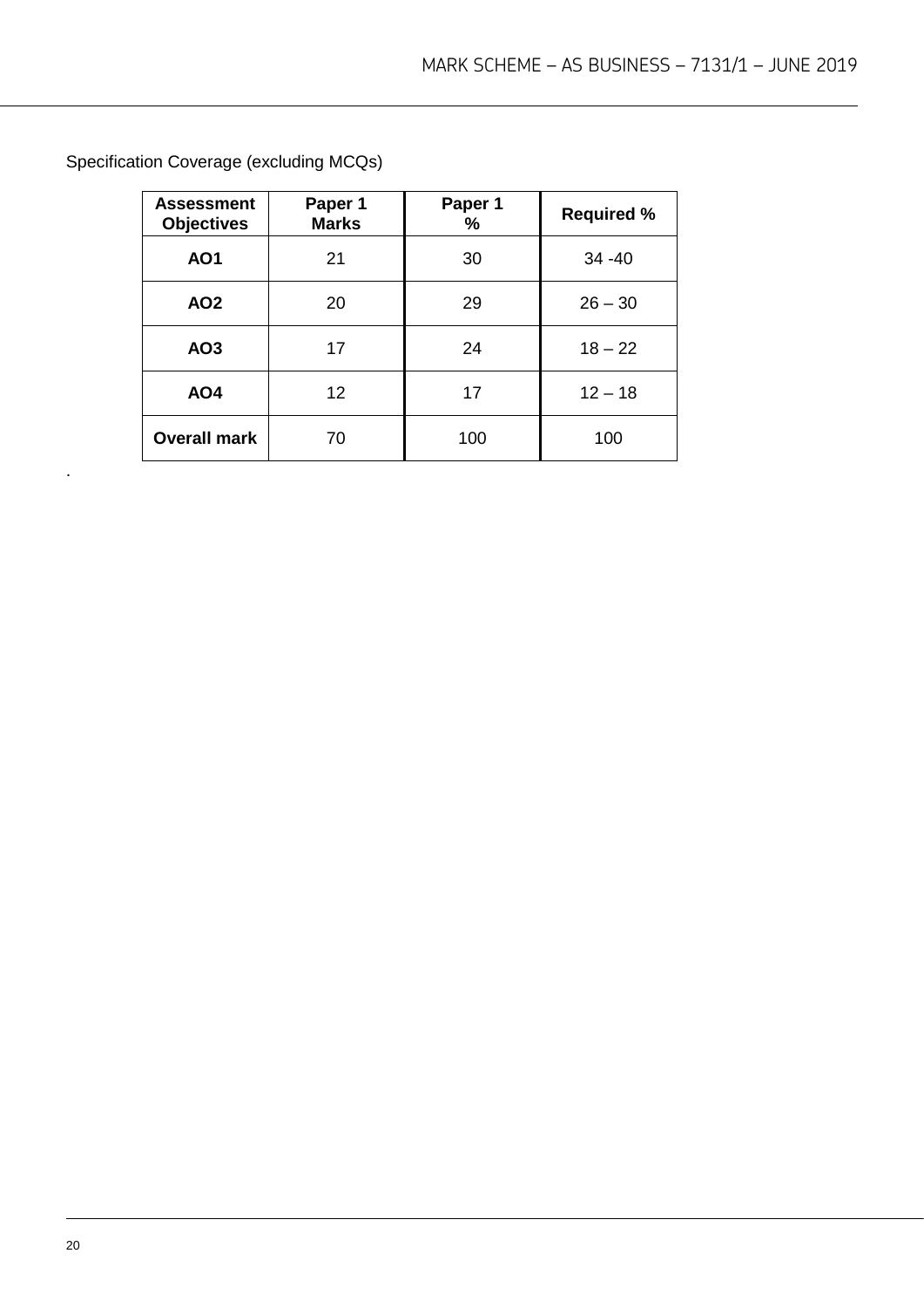Specification Coverage (excluding MCQs)

| Assessment Objectives | Paper 1 Marks | Paper 1 % | Required % |
|---|---|---|---|
| **AO1** | 21 | 30 | 34 -40 |
| **AO2** | 20 | 29 | 26 – 30 |
| **AO3** | 17 | 24 | 18 – 22 |
| **AO4** | 12 | 17 | 12 – 18 |
| **Overall mark** | 70 | 100 | 100 |

.